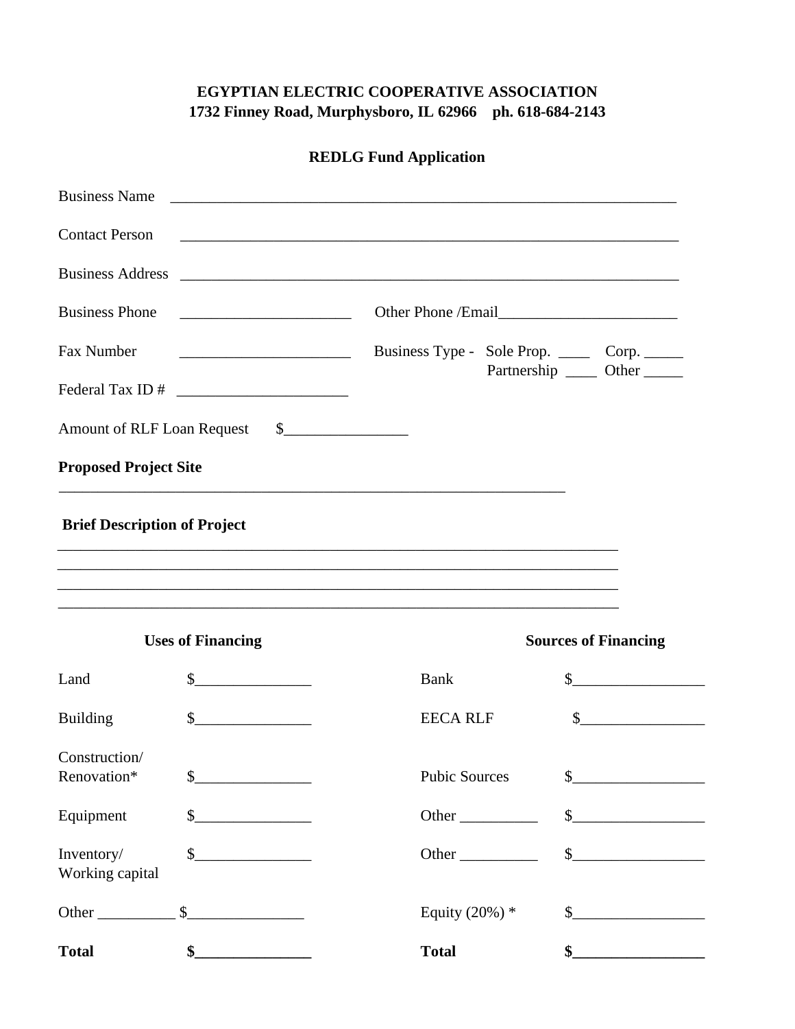**EGYPTIAN ELECTRIC COOPERATIVE ASSOCIATION**
**1732 Finney Road, Murphysboro, IL 62966 ph. 618-684-2143**

**REDLG Fund Application**

Business Name ______________________________________________________________________

Contact Person ______________________________________________________________________

Business Address ______________________________________________________________________

Business Phone ______________________ Other Phone /Email________________________

Fax Number ______________________ Business Type - Sole Prop. ____ Corp. _____ Partnership ____ Other _____

Federal Tax ID # ______________________

Amount of RLF Loan Request $________________

**Proposed Project Site**

_____________________________________________________________________

**Brief Description of Project**

_____________________________________________________________________________
_____________________________________________________________________________
_____________________________________________________________________________
_____________________________________________________________________________

| **Uses of Financing** | | **Sources of Financing** | |
|---|---|---|---|
| Land | $_______________ | Bank | $_________________ |
| Building | $_______________ | EECA RLF | $________________ |
| Construction/ Renovation* | $_______________ | Pubic Sources | $_________________ |
| Equipment | $_______________ | Other __________ | $_________________ |
| Inventory/ Working capital | $_______________ | Other __________ | $_________________ |
| Other __________ | $_______________ | Equity (20%) * | $_________________ |
| **Total** | **$_______________** | **Total** | **$_________________** |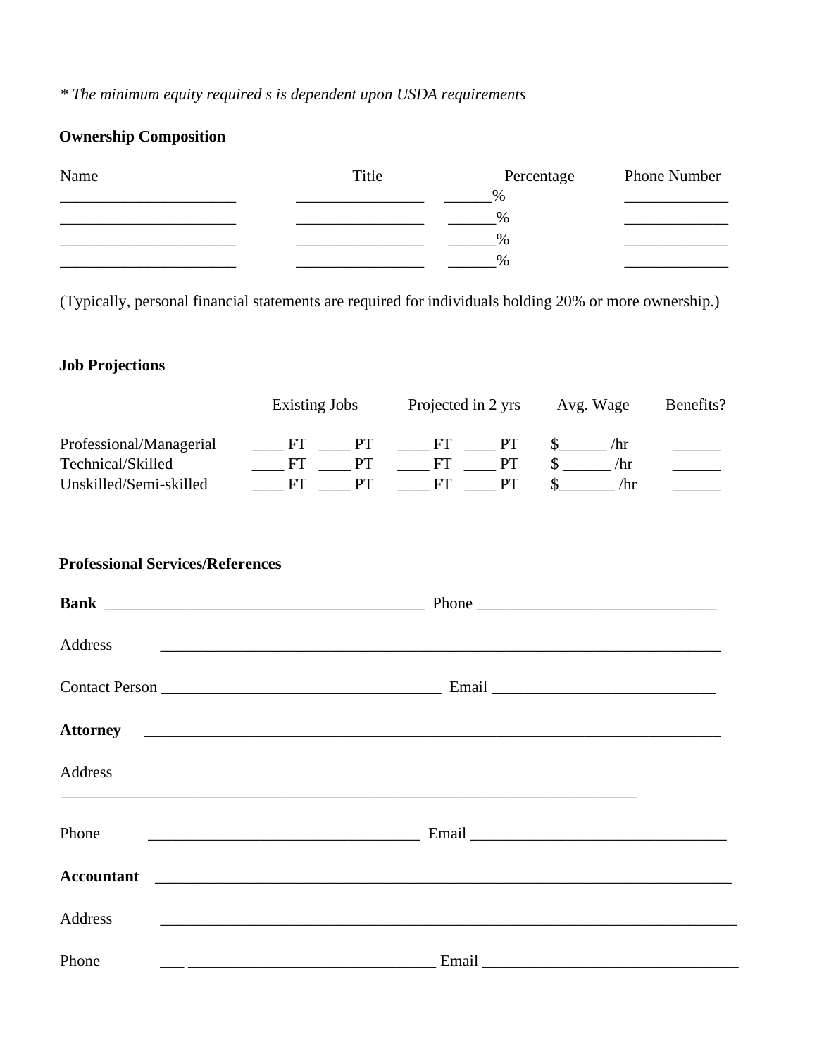*\* The minimum equity required s is dependent upon USDA requirements*

**Ownership Composition**

| Name | Title | Percentage | Phone Number |
|---|---|---|---|
| ______________________ | ________________ | ______% | _____________ |
| ______________________ | ________________ | ______% | _____________ |
| ______________________ | ________________ | ______% | _____________ |
| ______________________ | ________________ | ______% | _____________ |

(Typically, personal financial statements are required for individuals holding 20% or more ownership.)

**Job Projections**

| | Existing Jobs | Projected in 2 yrs | Avg. Wage | Benefits? |
|---|---|---|---|---|
| Professional/Managerial | ____ FT ____ PT | ____ FT ____ PT | $______ /hr | ______ |
| Technical/Skilled | ____ FT ____ PT | ____ FT ____ PT | $ ______ /hr | ______ |
| Unskilled/Semi-skilled | ____ FT ____ PT | ____ FT ____ PT | $_______ /hr | ______ |

**Professional Services/References**

**Bank** ________________________________________ Phone ______________________________

Address ________________________________________________________________________

Contact Person ___________________________________ Email ___________________________

**Attorney** ______________________________________________________________________

Address

__________________________________________________________________________

Phone __________________________________ Email ________________________________

**Accountant** _____________________________________________________________________

Address _________________________________________________________________________

Phone ___ _______________________________ Email ________________________________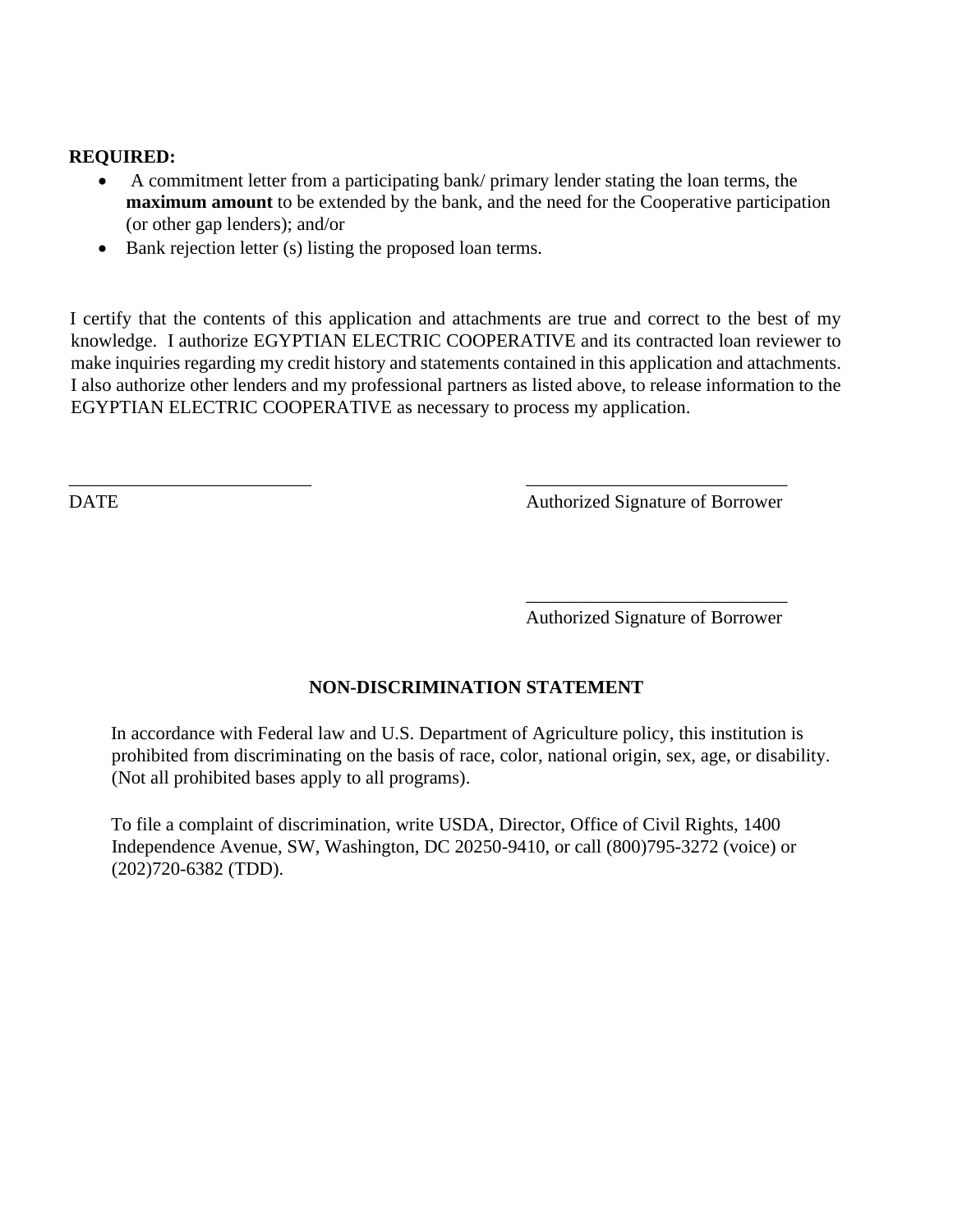**REQUIRED:**

- A commitment letter from a participating bank/ primary lender stating the loan terms, the **maximum amount** to be extended by the bank, and the need for the Cooperative participation (or other gap lenders); and/or
- Bank rejection letter (s) listing the proposed loan terms.

I certify that the contents of this application and attachments are true and correct to the best of my knowledge. I authorize EGYPTIAN ELECTRIC COOPERATIVE and its contracted loan reviewer to make inquiries regarding my credit history and statements contained in this application and attachments. I also authorize other lenders and my professional partners as listed above, to release information to the EGYPTIAN ELECTRIC COOPERATIVE as necessary to process my application.

\_\_\_\_\_\_\_\_\_\_\_\_\_\_\_\_\_\_\_\_\_\_\_\_\_\_ 
DATE

\_\_\_\_\_\_\_\_\_\_\_\_\_\_\_\_\_\_\_\_\_\_\_\_\_\_\_\_ 
Authorized Signature of Borrower

\_\_\_\_\_\_\_\_\_\_\_\_\_\_\_\_\_\_\_\_\_\_\_\_\_\_\_\_ 
Authorized Signature of Borrower

## NON-DISCRIMINATION STATEMENT

In accordance with Federal law and U.S. Department of Agriculture policy, this institution is prohibited from discriminating on the basis of race, color, national origin, sex, age, or disability. (Not all prohibited bases apply to all programs).

To file a complaint of discrimination, write USDA, Director, Office of Civil Rights, 1400 Independence Avenue, SW, Washington, DC 20250-9410, or call (800)795-3272 (voice) or (202)720-6382 (TDD).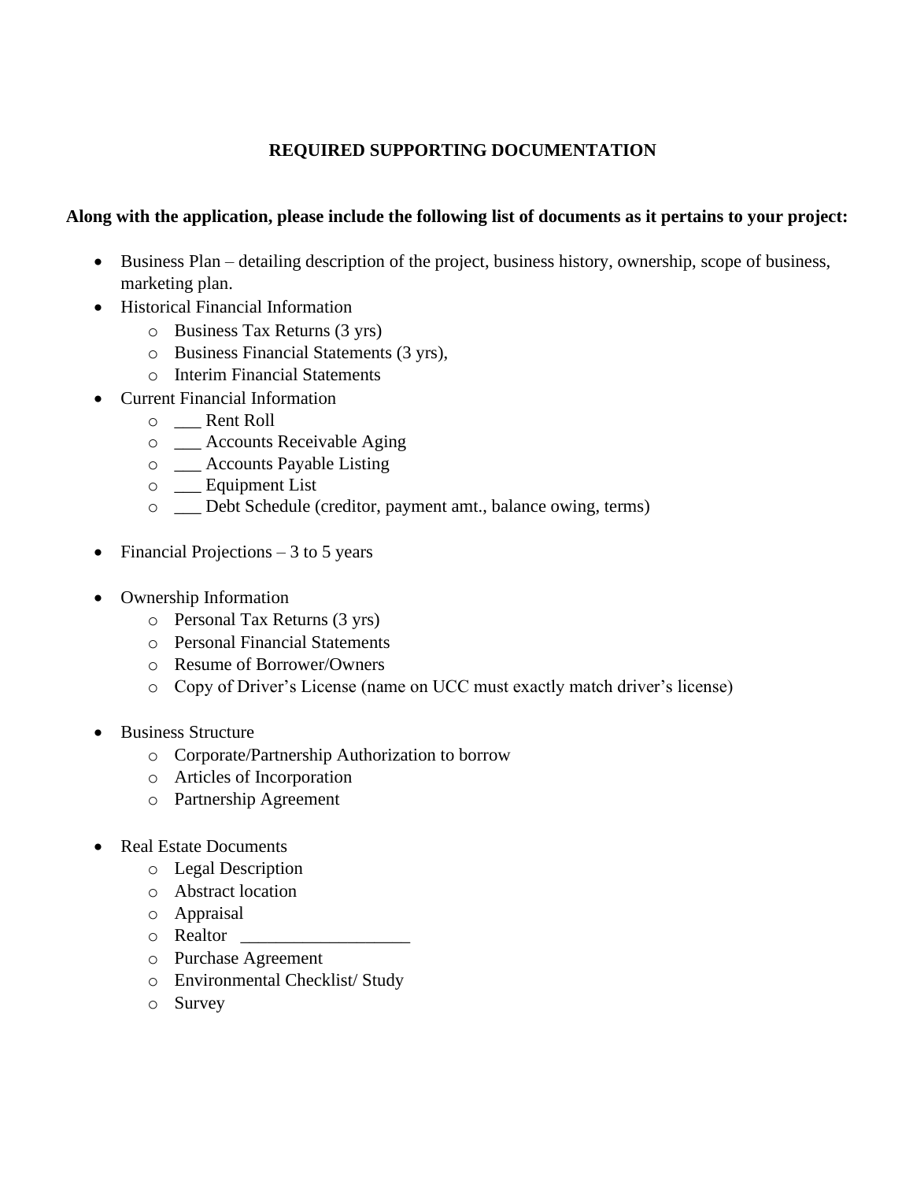## REQUIRED SUPPORTING DOCUMENTATION

**Along with the application, please include the following list of documents as it pertains to your project:**

- Business Plan – detailing description of the project, business history, ownership, scope of business, marketing plan.
- Historical Financial Information
  - Business Tax Returns (3 yrs)
  - Business Financial Statements (3 yrs),
  - Interim Financial Statements
- Current Financial Information
  - ___ Rent Roll
  - ___ Accounts Receivable Aging
  - ___ Accounts Payable Listing
  - ___ Equipment List
  - ___ Debt Schedule (creditor, payment amt., balance owing, terms)

- Financial Projections – 3 to 5 years

- Ownership Information
  - Personal Tax Returns (3 yrs)
  - Personal Financial Statements
  - Resume of Borrower/Owners
  - Copy of Driver's License (name on UCC must exactly match driver's license)

- Business Structure
  - Corporate/Partnership Authorization to borrow
  - Articles of Incorporation
  - Partnership Agreement

- Real Estate Documents
  - Legal Description
  - Abstract location
  - Appraisal
  - Realtor ___________________
  - Purchase Agreement
  - Environmental Checklist/ Study
  - Survey